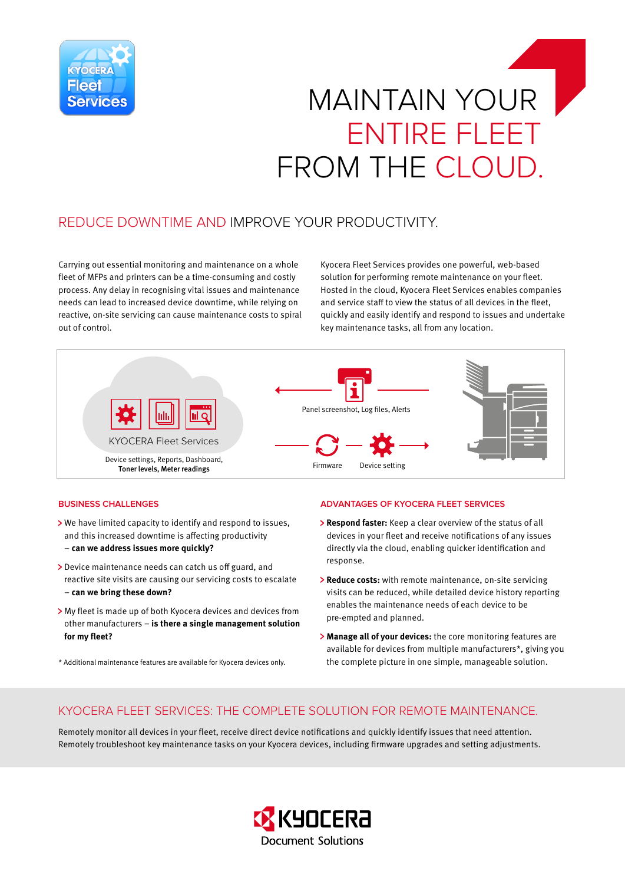# MAINTAIN YOUR ENTIRE FLEET FROM THE CLOUD.

## REDUCE DOWNTIME AND IMPROVE YOUR PRODUCTIVITY.

Carrying out essential monitoring and maintenance on a whole fleet of MFPs and printers can be a time-consuming and costly process. Any delay in recognising vital issues and maintenance needs can lead to increased device downtime, while relying on reactive, on-site servicing can cause maintenance costs to spiral out of control.

Kyocera Fleet Services provides one powerful, web-based solution for performing remote maintenance on your fleet. Hosted in the cloud, Kyocera Fleet Services enables companies and service staff to view the status of all devices in the fleet, quickly and easily identify and respond to issues and undertake key maintenance tasks, all from any location.

KYOCERA Fleet Services

Device settings, Reports, Dashboard, **Toner levels, Meter readings**

Panel screenshot, Log files, Alerts

Firmware

Device setting

### BUSINESS CHALLENGES

- We have limited capacity to identify and respond to issues, and this increased downtime is affecting productivity – **can we address issues more quickly?**
- Device maintenance needs can catch us off guard, and reactive site visits are causing our servicing costs to escalate – **can we bring these down?**
- My fleet is made up of both Kyocera devices and devices from other manufacturers – **is there a single management solution for my fleet?**

\* Additional maintenance features are available for Kyocera devices only.

### ADVANTAGES OF KYOCERA FLEET SERVICES

- **Respond faster:** Keep a clear overview of the status of all devices in your fleet and receive notifications of any issues directly via the cloud, enabling quicker identification and response.
- **Reduce costs:** with remote maintenance, on-site servicing visits can be reduced, while detailed device history reporting enables the maintenance needs of each device to be pre-empted and planned.
- **Manage all of your devices:** the core monitoring features are available for devices from multiple manufacturers*, giving you the complete picture in one simple, manageable solution.

## KYOCERA FLEET SERVICES: THE COMPLETE SOLUTION FOR REMOTE MAINTENANCE.

Remotely monitor all devices in your fleet, receive direct device notifications and quickly identify issues that need attention. Remotely troubleshoot key maintenance tasks on your Kyocera devices, including firmware upgrades and setting adjustments.

KYOCERA Document Solutions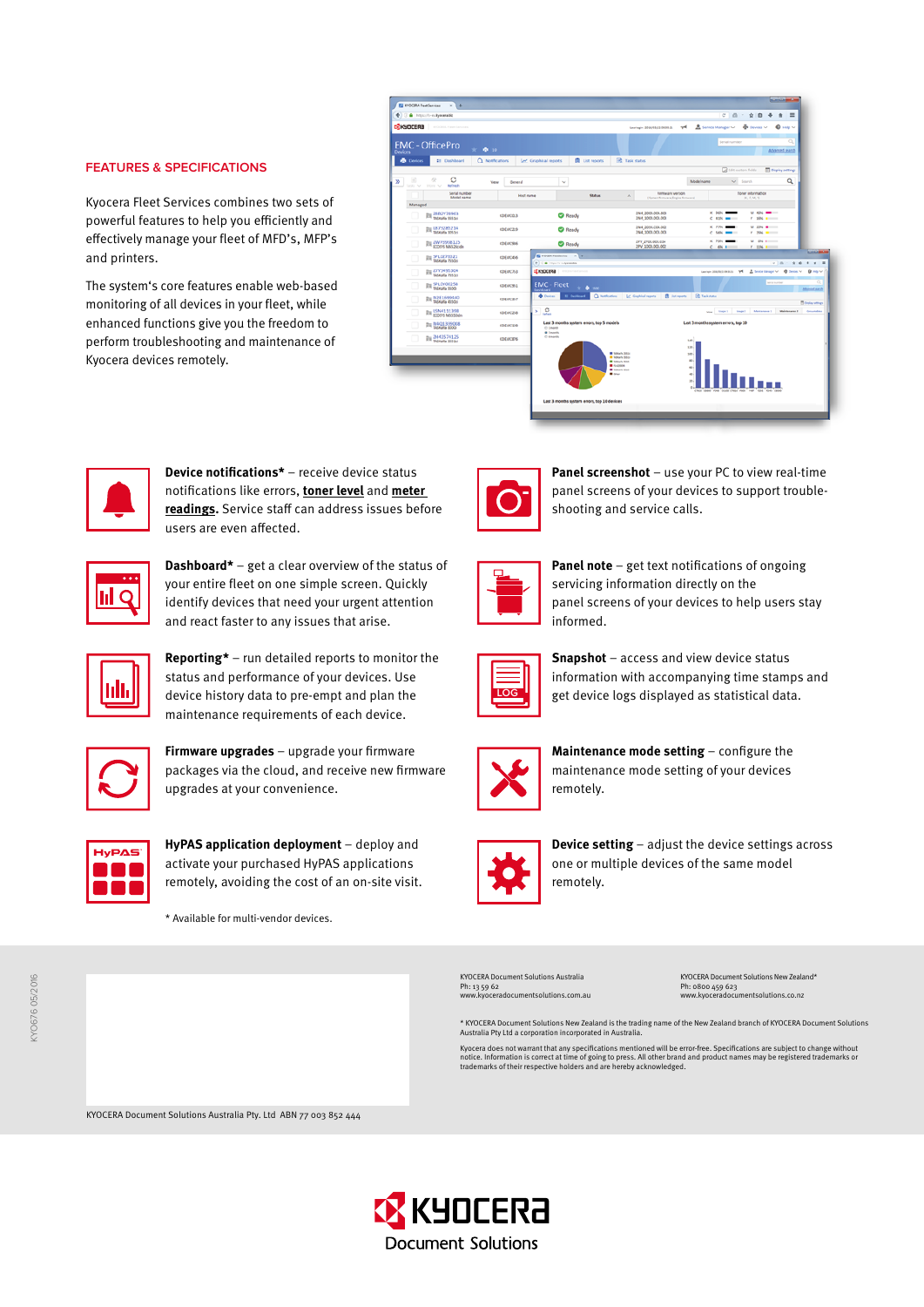## FEATURES & SPECIFICATIONS

Kyocera Fleet Services combines two sets of powerful features to help you efficiently and effectively manage your fleet of MFD's, MFP's and printers.

The system's core features enable web-based monitoring of all devices in your fleet, while enhanced functions give you the freedom to perform troubleshooting and maintenance of Kyocera devices remotely.

**Device notifications*** – receive device status notifications like errors, **toner level** and **meter readings**. Service staff can address issues before users are even affected.

**Dashboard*** – get a clear overview of the status of your entire fleet on one simple screen. Quickly identify devices that need your urgent attention and react faster to any issues that arise.

**Reporting*** – run detailed reports to monitor the status and performance of your devices. Use device history data to pre-empt and plan the maintenance requirements of each device.

**Firmware upgrades** – upgrade your firmware packages via the cloud, and receive new firmware upgrades at your convenience.

**HyPAS application deployment** – deploy and activate your purchased HyPAS applications remotely, avoiding the cost of an on-site visit.

**Panel screenshot** – use your PC to view real-time panel screens of your devices to support trouble-shooting and service calls.

**Panel note** – get text notifications of ongoing servicing information directly on the panel screens of your devices to help users stay informed.

**Snapshot** – access and view device status information with accompanying time stamps and get device logs displayed as statistical data.

**Maintenance mode setting** – configure the maintenance mode setting of your devices remotely.

**Device setting** – adjust the device settings across one or multiple devices of the same model remotely.

* Available for multi-vendor devices.

KYOCERA Document Solutions Australia
Ph: 13 59 62
www.kyoceradocumentsolutions.com.au

KYOCERA Document Solutions New Zealand*
Ph: 0800 459 623
www.kyoceradocumentsolutions.co.nz

* KYOCERA Document Solutions New Zealand is the trading name of the New Zealand branch of KYOCERA Document Solutions Australia Pty Ltd a corporation incorporated in Australia.

Kyocera does not warrant that any specifications mentioned will be error-free. Specifications are subject to change without notice. Information is correct at time of going to press. All other brand and product names may be registered trademarks or trademarks of their respective holders and are hereby acknowledged.

KYOCERA Document Solutions Australia Pty. Ltd ABN 77 003 852 444

KYO676 05/2016

KYOCERA Document Solutions